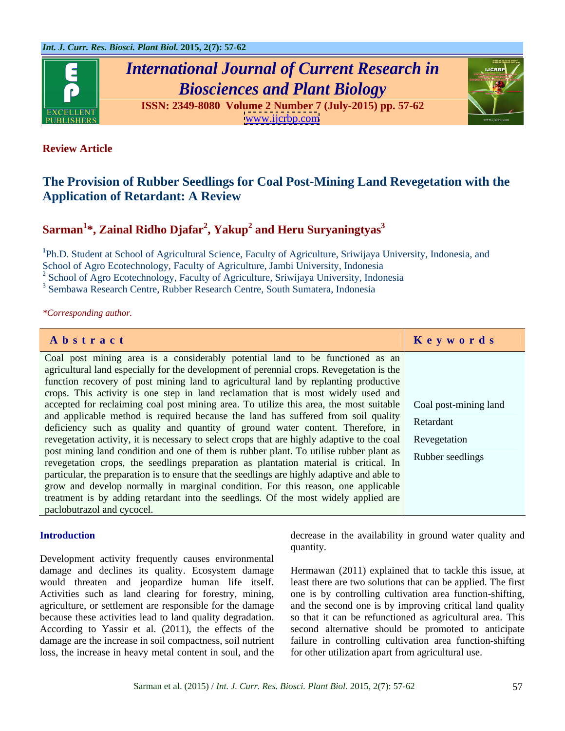**Review Article**

# The Provision of Rubber Seedlings for Coal Post-Mining Land Revegetation with the Application of Retardant: A Review

**Sarman[1]*, Zainal Ridho Djafar[2], Yakup[2] and Heru Suryaningtyas[3]**

[1]Ph.D. Student at School of Agricultural Science, Faculty of Agriculture, Sriwijaya University, Indonesia, and School of Agro Ecotechnology, Faculty of Agriculture, Jambi University, Indonesia
[2] School of Agro Ecotechnology, Faculty of Agriculture, Sriwijaya University, Indonesia
[3] Sembawa Research Centre, Rubber Research Centre, South Sumatera, Indonesia

*\*Corresponding author.*

| Abstract | Keywords |
|---|---|
| Coal post mining area is a considerably potential land to be functioned as an agricultural land especially for the development of perennial crops. Revegetation is the function recovery of post mining land to agricultural land by replanting productive crops. This activity is one step in land reclamation that is most widely used and accepted for reclaiming coal post mining area. To utilize this area, the most suitable and applicable method is required because the land has suffered from soil quality deficiency such as quality and quantity of ground water content. Therefore, in revegetation activity, it is necessary to select crops that are highly adaptive to the coal post mining land condition and one of them is rubber plant. To utilise rubber plant as revegetation crops, the seedlings preparation as plantation material is critical. In particular, the preparation is to ensure that the seedlings are highly adaptive and able to grow and develop normally in marginal condition. For this reason, one applicable treatment is by adding retardant into the seedlings. Of the most widely applied are paclobutrazol and cycocel. | Coal post-mining land<br>Retardant<br>Revegetation<br>Rubber seedlings |

## Introduction

Development activity frequently causes environmental damage and declines its quality. Ecosystem damage would threaten and jeopardize human life itself. Activities such as land clearing for forestry, mining, agriculture, or settlement are responsible for the damage because these activities lead to land quality degradation. According to Yassir et al. (2011), the effects of the damage are the increase in soil compactness, soil nutrient loss, the increase in heavy metal content in soul, and the decrease in the availability in ground water quality and quantity.

Hermawan (2011) explained that to tackle this issue, at least there are two solutions that can be applied. The first one is by controlling cultivation area function-shifting, and the second one is by improving critical land quality so that it can be refunctioned as agricultural area. This second alternative should be promoted to anticipate failure in controlling cultivation area function-shifting for other utilization apart from agricultural use.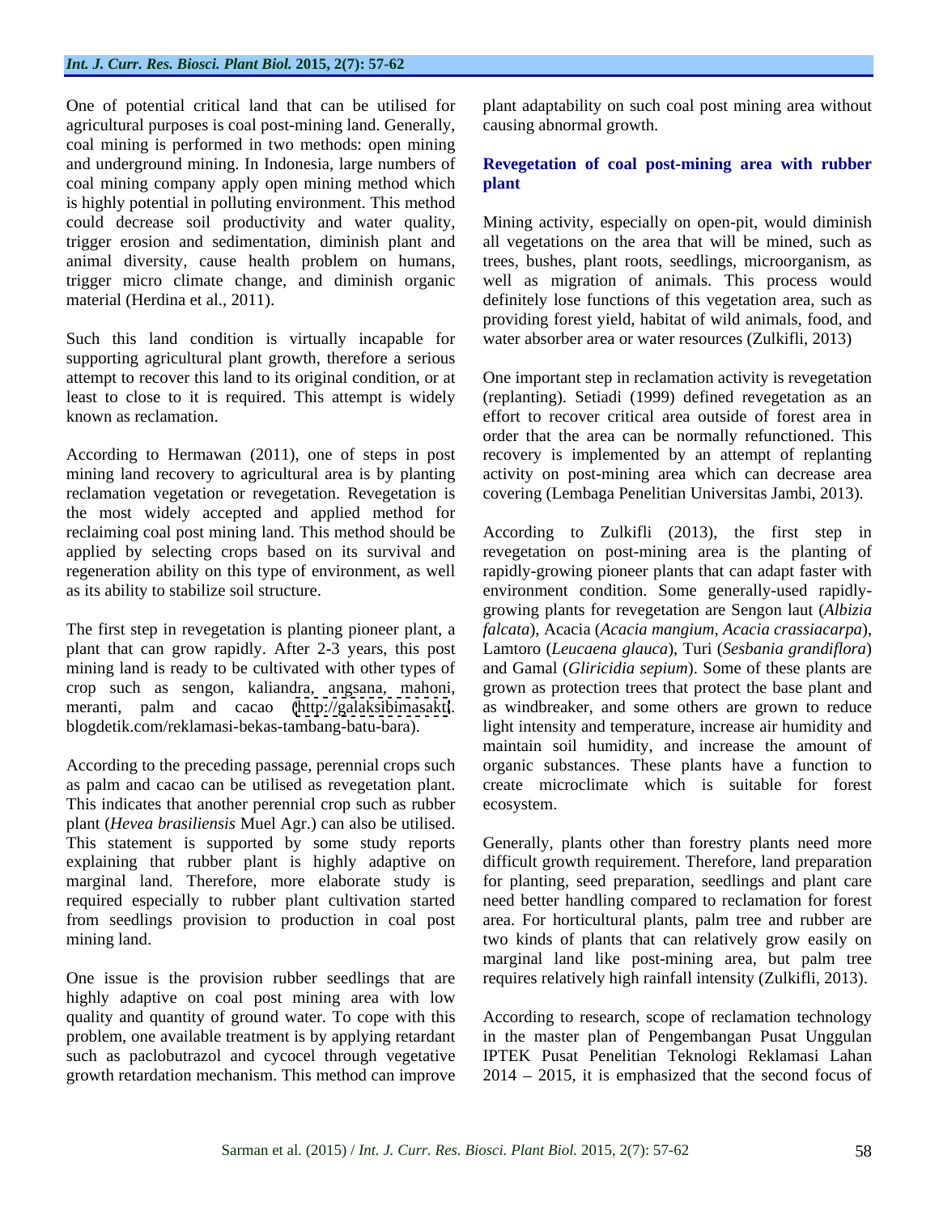One of potential critical land that can be utilised for agricultural purposes is coal post-mining land. Generally, coal mining is performed in two methods: open mining and underground mining. In Indonesia, large numbers of coal mining company apply open mining method which is highly potential in polluting environment. This method could decrease soil productivity and water quality, trigger erosion and sedimentation, diminish plant and animal diversity, cause health problem on humans, trigger micro climate change, and diminish organic material (Herdina et al., 2011).

Such this land condition is virtually incapable for supporting agricultural plant growth, therefore a serious attempt to recover this land to its original condition, or at least to close to it is required. This attempt is widely known as reclamation.

According to Hermawan (2011), one of steps in post mining land recovery to agricultural area is by planting reclamation vegetation or revegetation. Revegetation is the most widely accepted and applied method for reclaiming coal post mining land. This method should be applied by selecting crops based on its survival and regeneration ability on this type of environment, as well as its ability to stabilize soil structure.

The first step in revegetation is planting pioneer plant, a plant that can grow rapidly. After 2-3 years, this post mining land is ready to be cultivated with other types of crop such as sengon, kaliandra, angsana, mahoni, meranti, palm and cacao (http://galaksibimasakti.blogdetik.com/reklamasi-bekas-tambang-batu-bara).

According to the preceding passage, perennial crops such as palm and cacao can be utilised as revegetation plant. This indicates that another perennial crop such as rubber plant (*Hevea brasiliensis* Muel Agr.) can also be utilised. This statement is supported by some study reports explaining that rubber plant is highly adaptive on marginal land. Therefore, more elaborate study is required especially to rubber plant cultivation started from seedlings provision to production in coal post mining land.

One issue is the provision rubber seedlings that are highly adaptive on coal post mining area with low quality and quantity of ground water. To cope with this problem, one available treatment is by applying retardant such as paclobutrazol and cycocel through vegetative growth retardation mechanism. This method can improve plant adaptability on such coal post mining area without causing abnormal growth.

## Revegetation of coal post-mining area with rubber plant

Mining activity, especially on open-pit, would diminish all vegetations on the area that will be mined, such as trees, bushes, plant roots, seedlings, microorganism, as well as migration of animals. This process would definitely lose functions of this vegetation area, such as providing forest yield, habitat of wild animals, food, and water absorber area or water resources (Zulkifli, 2013)

One important step in reclamation activity is revegetation (replanting). Setiadi (1999) defined revegetation as an effort to recover critical area outside of forest area in order that the area can be normally refunctioned. This recovery is implemented by an attempt of replanting activity on post-mining area which can decrease area covering (Lembaga Penelitian Universitas Jambi, 2013).

According to Zulkifli (2013), the first step in revegetation on post-mining area is the planting of rapidly-growing pioneer plants that can adapt faster with environment condition. Some generally-used rapidly-growing plants for revegetation are Sengon laut (*Albizia falcata*), Acacia (*Acacia mangium*, *Acacia crassiacarpa*), Lamtoro (*Leucaena glauca*), Turi (*Sesbania grandiflora*) and Gamal (*Gliricidia sepium*). Some of these plants are grown as protection trees that protect the base plant and as windbreaker, and some others are grown to reduce light intensity and temperature, increase air humidity and maintain soil humidity, and increase the amount of organic substances. These plants have a function to create microclimate which is suitable for forest ecosystem.

Generally, plants other than forestry plants need more difficult growth requirement. Therefore, land preparation for planting, seed preparation, seedlings and plant care need better handling compared to reclamation for forest area. For horticultural plants, palm tree and rubber are two kinds of plants that can relatively grow easily on marginal land like post-mining area, but palm tree requires relatively high rainfall intensity (Zulkifli, 2013).

According to research, scope of reclamation technology in the master plan of Pengembangan Pusat Unggulan IPTEK Pusat Penelitian Teknologi Reklamasi Lahan 2014 – 2015, it is emphasized that the second focus of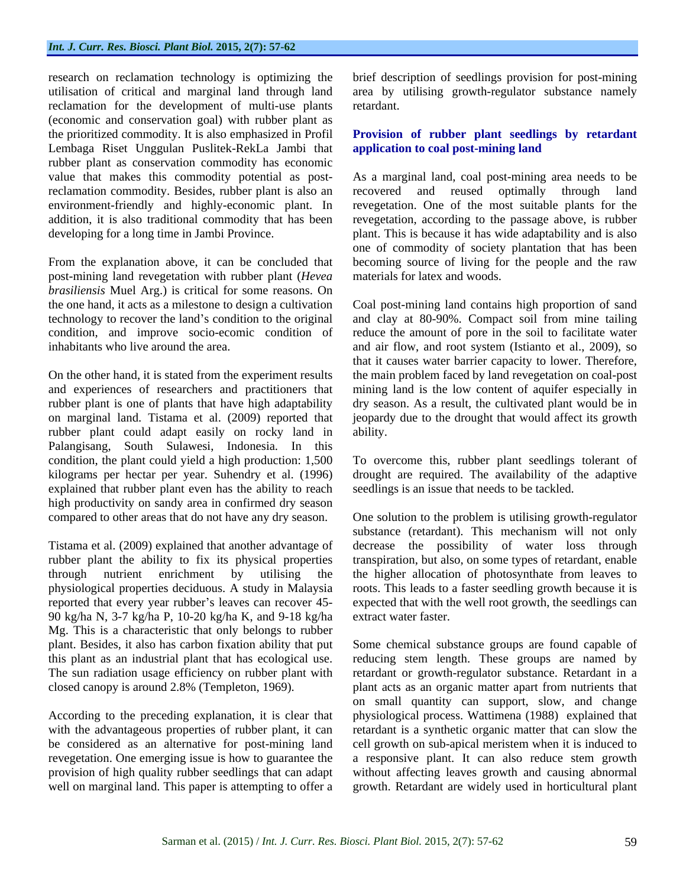research on reclamation technology is optimizing the utilisation of critical and marginal land through land reclamation for the development of multi-use plants (economic and conservation goal) with rubber plant as the prioritized commodity. It is also emphasized in Profil Lembaga Riset Unggulan Puslitek-RekLa Jambi that rubber plant as conservation commodity has economic value that makes this commodity potential as post-reclamation commodity. Besides, rubber plant is also an environment-friendly and highly-economic plant. In addition, it is also traditional commodity that has been developing for a long time in Jambi Province.

From the explanation above, it can be concluded that post-mining land revegetation with rubber plant (*Hevea brasiliensis* Muel Arg.) is critical for some reasons. On the one hand, it acts as a milestone to design a cultivation technology to recover the land's condition to the original condition, and improve socio-ecomic condition of inhabitants who live around the area.

On the other hand, it is stated from the experiment results and experiences of researchers and practitioners that rubber plant is one of plants that have high adaptability on marginal land. Tistama et al. (2009) reported that rubber plant could adapt easily on rocky land in Palangisang, South Sulawesi, Indonesia. In this condition, the plant could yield a high production: 1,500 kilograms per hectar per year. Suhendry et al. (1996) explained that rubber plant even has the ability to reach high productivity on sandy area in confirmed dry season compared to other areas that do not have any dry season.

Tistama et al. (2009) explained that another advantage of rubber plant the ability to fix its physical properties through nutrient enrichment by utilising the physiological properties deciduous. A study in Malaysia reported that every year rubber's leaves can recover 45-90 kg/ha N, 3-7 kg/ha P, 10-20 kg/ha K, and 9-18 kg/ha Mg. This is a characteristic that only belongs to rubber plant. Besides, it also has carbon fixation ability that put this plant as an industrial plant that has ecological use. The sun radiation usage efficiency on rubber plant with closed canopy is around 2.8% (Templeton, 1969).

According to the preceding explanation, it is clear that with the advantageous properties of rubber plant, it can be considered as an alternative for post-mining land revegetation. One emerging issue is how to guarantee the provision of high quality rubber seedlings that can adapt well on marginal land. This paper is attempting to offer a brief description of seedlings provision for post-mining area by utilising growth-regulator substance namely retardant.

## Provision of rubber plant seedlings by retardant application to coal post-mining land

As a marginal land, coal post-mining area needs to be recovered and reused optimally through land revegetation. One of the most suitable plants for the revegetation, according to the passage above, is rubber plant. This is because it has wide adaptability and is also one of commodity of society plantation that has been becoming source of living for the people and the raw materials for latex and woods.

Coal post-mining land contains high proportion of sand and clay at 80-90%. Compact soil from mine tailing reduce the amount of pore in the soil to facilitate water and air flow, and root system (Istianto et al., 2009), so that it causes water barrier capacity to lower. Therefore, the main problem faced by land revegetation on coal-post mining land is the low content of aquifer especially in dry season. As a result, the cultivated plant would be in jeopardy due to the drought that would affect its growth ability.

To overcome this, rubber plant seedlings tolerant of drought are required. The availability of the adaptive seedlings is an issue that needs to be tackled.

One solution to the problem is utilising growth-regulator substance (retardant). This mechanism will not only decrease the possibility of water loss through transpiration, but also, on some types of retardant, enable the higher allocation of photosynthate from leaves to roots. This leads to a faster seedling growth because it is expected that with the well root growth, the seedlings can extract water faster.

Some chemical substance groups are found capable of reducing stem length. These groups are named by retardant or growth-regulator substance. Retardant in a plant acts as an organic matter apart from nutrients that on small quantity can support, slow, and change physiological process. Wattimena (1988) explained that retardant is a synthetic organic matter that can slow the cell growth on sub-apical meristem when it is induced to a responsive plant. It can also reduce stem growth without affecting leaves growth and causing abnormal growth. Retardant are widely used in horticultural plant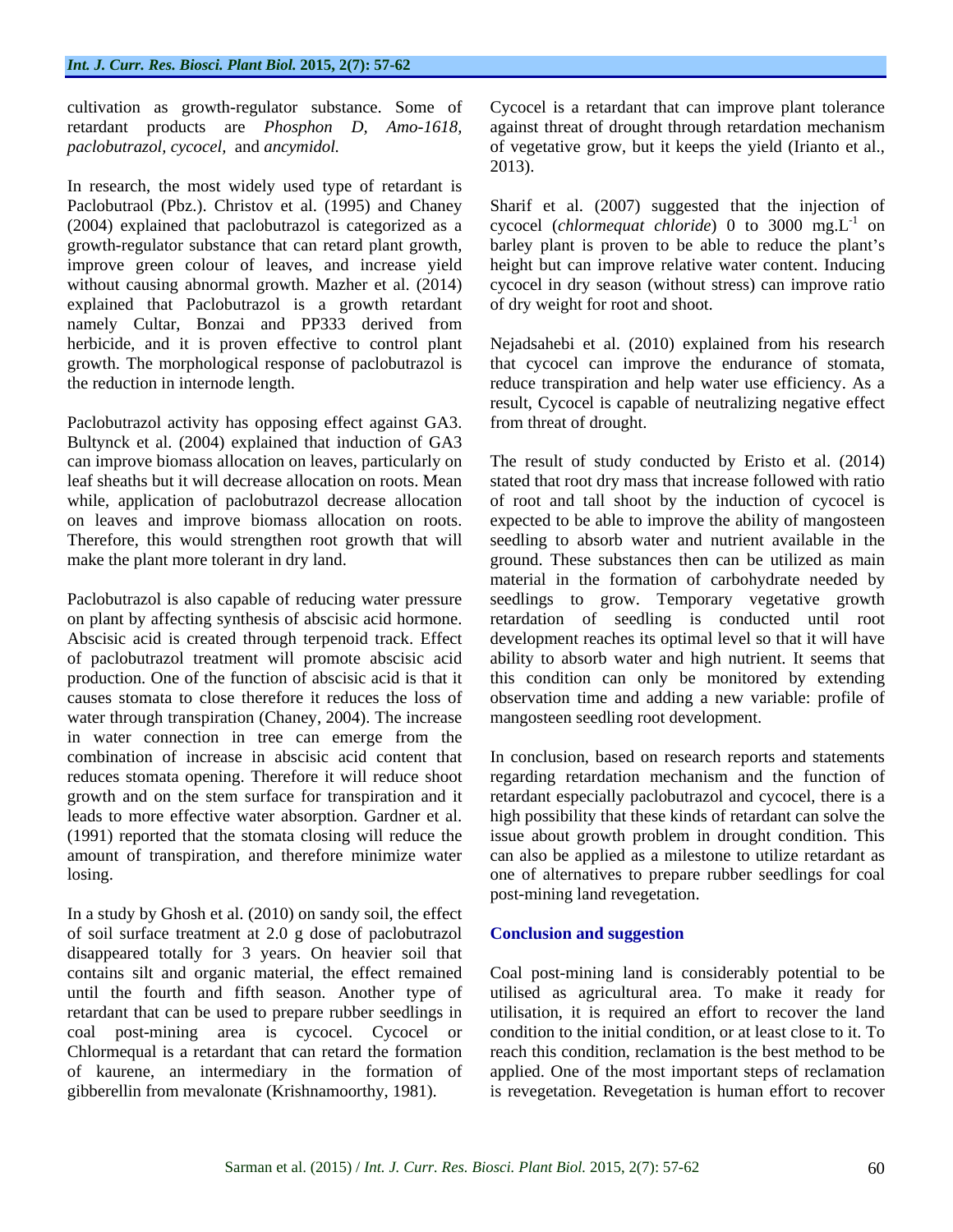cultivation as growth-regulator substance. Some of retardant products are *Phosphon D, Amo-1618, paclobutrazol, cycocel,* and *ancymidol.*

In research, the most widely used type of retardant is Paclobutraol (Pbz.). Christov et al. (1995) and Chaney (2004) explained that paclobutrazol is categorized as a growth-regulator substance that can retard plant growth, improve green colour of leaves, and increase yield without causing abnormal growth. Mazher et al. (2014) explained that Paclobutrazol is a growth retardant namely Cultar, Bonzai and PP333 derived from herbicide, and it is proven effective to control plant growth. The morphological response of paclobutrazol is the reduction in internode length.

Paclobutrazol activity has opposing effect against GA3. Bultynck et al. (2004) explained that induction of GA3 can improve biomass allocation on leaves, particularly on leaf sheaths but it will decrease allocation on roots. Mean while, application of paclobutrazol decrease allocation on leaves and improve biomass allocation on roots. Therefore, this would strengthen root growth that will make the plant more tolerant in dry land.

Paclobutrazol is also capable of reducing water pressure on plant by affecting synthesis of abscisic acid hormone. Abscisic acid is created through terpenoid track. Effect of paclobutrazol treatment will promote abscisic acid production. One of the function of abscisic acid is that it causes stomata to close therefore it reduces the loss of water through transpiration (Chaney, 2004). The increase in water connection in tree can emerge from the combination of increase in abscisic acid content that reduces stomata opening. Therefore it will reduce shoot growth and on the stem surface for transpiration and it leads to more effective water absorption. Gardner et al. (1991) reported that the stomata closing will reduce the amount of transpiration, and therefore minimize water losing.

In a study by Ghosh et al. (2010) on sandy soil, the effect of soil surface treatment at 2.0 g dose of paclobutrazol disappeared totally for 3 years. On heavier soil that contains silt and organic material, the effect remained until the fourth and fifth season. Another type of retardant that can be used to prepare rubber seedlings in coal post-mining area is cycocel. Cycocel or Chlormequal is a retardant that can retard the formation of kaurene, an intermediary in the formation of gibberellin from mevalonate (Krishnamoorthy, 1981).

Cycocel is a retardant that can improve plant tolerance against threat of drought through retardation mechanism of vegetative grow, but it keeps the yield (Irianto et al., 2013).

Sharif et al. (2007) suggested that the injection of cycocel (*chlormequat chloride*) 0 to 3000 $mg.L^{-1}$ on barley plant is proven to be able to reduce the plant's height but can improve relative water content. Inducing cycocel in dry season (without stress) can improve ratio of dry weight for root and shoot.

Nejadsahebi et al. (2010) explained from his research that cycocel can improve the endurance of stomata, reduce transpiration and help water use efficiency. As a result, Cycocel is capable of neutralizing negative effect from threat of drought.

The result of study conducted by Eristo et al. (2014) stated that root dry mass that increase followed with ratio of root and tall shoot by the induction of cycocel is expected to be able to improve the ability of mangosteen seedling to absorb water and nutrient available in the ground. These substances then can be utilized as main material in the formation of carbohydrate needed by seedlings to grow. Temporary vegetative growth retardation of seedling is conducted until root development reaches its optimal level so that it will have ability to absorb water and high nutrient. It seems that this condition can only be monitored by extending observation time and adding a new variable: profile of mangosteen seedling root development.

In conclusion, based on research reports and statements regarding retardation mechanism and the function of retardant especially paclobutrazol and cycocel, there is a high possibility that these kinds of retardant can solve the issue about growth problem in drought condition. This can also be applied as a milestone to utilize retardant as one of alternatives to prepare rubber seedlings for coal post-mining land revegetation.

## Conclusion and suggestion

Coal post-mining land is considerably potential to be utilised as agricultural area. To make it ready for utilisation, it is required an effort to recover the land condition to the initial condition, or at least close to it. To reach this condition, reclamation is the best method to be applied. One of the most important steps of reclamation is revegetation. Revegetation is human effort to recover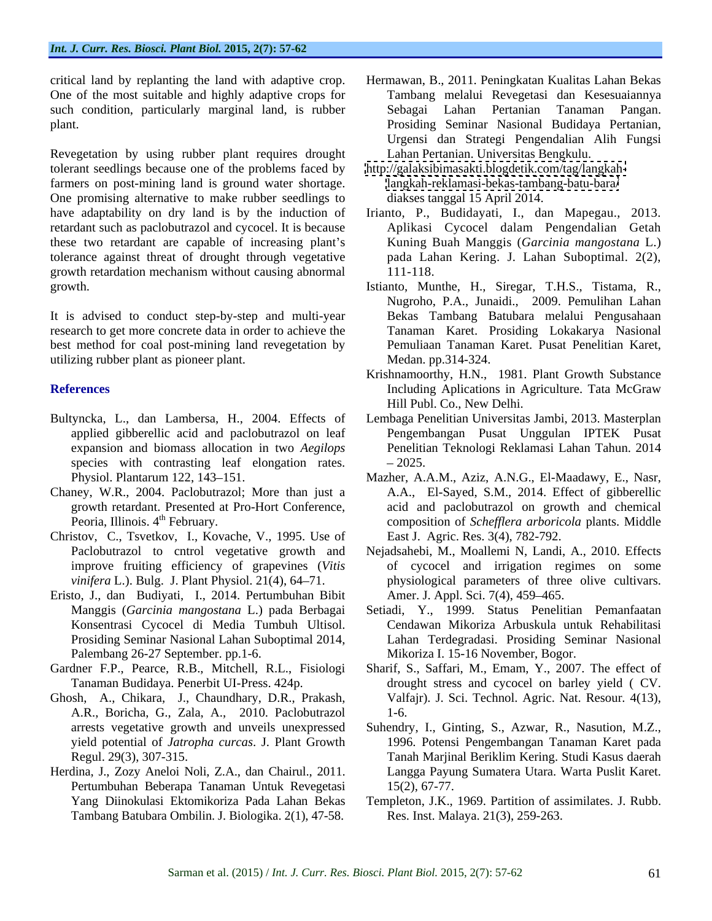critical land by replanting the land with adaptive crop. One of the most suitable and highly adaptive crops for such condition, particularly marginal land, is rubber plant.

Revegetation by using rubber plant requires drought tolerant seedlings because one of the problems faced by farmers on post-mining land is ground water shortage. One promising alternative to make rubber seedlings to have adaptability on dry land is by the induction of retardant such as paclobutrazol and cycocel. It is because these two retardant are capable of increasing plant's tolerance against threat of drought through vegetative growth retardation mechanism without causing abnormal growth.

It is advised to conduct step-by-step and multi-year research to get more concrete data in order to achieve the best method for coal post-mining land revegetation by utilizing rubber plant as pioneer plant.

## References

Bultyncka, L., dan Lambersa, H., 2004. Effects of applied gibberellic acid and paclobutrazol on leaf expansion and biomass allocation in two *Aegilops* species with contrasting leaf elongation rates. Physiol. Plantarum 122, 143–151.

Chaney, W.R., 2004. Paclobutrazol; More than just a growth retardant. Presented at Pro-Hort Conference, Peoria, Illinois. 4th February.

Christov, C., Tsvetkov, I., Kovache, V., 1995. Use of Paclobutrazol to cntrol vegetative growth and improve fruiting efficiency of grapevines (*Vitis vinifera* L.). Bulg. J. Plant Physiol. 21(4), 64–71.

Eristo, J., dan Budiyati, I., 2014. Pertumbuhan Bibit Manggis (*Garcinia mangostana* L.) pada Berbagai Konsentrasi Cycocel di Media Tumbuh Ultisol. Prosiding Seminar Nasional Lahan Suboptimal 2014, Palembang 26-27 September. pp.1-6.

Gardner F.P., Pearce, R.B., Mitchell, R.L., Fisiologi Tanaman Budidaya. Penerbit UI-Press. 424p.

Ghosh, A., Chikara, J., Chaundhary, D.R., Prakash, A.R., Boricha, G., Zala, A., 2010. Paclobutrazol arrests vegetative growth and unveils unexpressed yield potential of *Jatropha curcas*. J. Plant Growth Regul. 29(3), 307-315.

Herdina, J., Zozy Aneloi Noli, Z.A., dan Chairul., 2011. Pertumbuhan Beberapa Tanaman Untuk Revegetasi Yang Diinokulasi Ektomikoriza Pada Lahan Bekas Tambang Batubara Ombilin. J. Biologika. 2(1), 47-58.

Hermawan, B., 2011. Peningkatan Kualitas Lahan Bekas Tambang melalui Revegetasi dan Kesesuaiannya Sebagai Lahan Pertanian Tanaman Pangan. Prosiding Seminar Nasional Budidaya Pertanian, Urgensi dan Strategi Pengendalian Alih Fungsi Lahan Pertanian. Universitas Bengkulu.

http://galaksibimasakti.blogdetik.com/tag/langkah-langkah-reklamasi-bekas-tambang-batu-bara/ diakses tanggal 15 April 2014.

Irianto, P., Budidayati, I., dan Mapegau., 2013. Aplikasi Cycocel dalam Pengendalian Getah Kuning Buah Manggis (*Garcinia mangostana* L.) pada Lahan Kering. J. Lahan Suboptimal. 2(2), 111-118.

Istianto, Munthe, H., Siregar, T.H.S., Tistama, R., Nugroho, P.A., Junaidi., 2009. Pemulihan Lahan Bekas Tambang Batubara melalui Pengusahaan Tanaman Karet. Prosiding Lokakarya Nasional Pemuliaan Tanaman Karet. Pusat Penelitian Karet, Medan. pp.314-324.

Krishnamoorthy, H.N., 1981. Plant Growth Substance Including Aplications in Agriculture. Tata McGraw Hill Publ. Co., New Delhi.

Lembaga Penelitian Universitas Jambi, 2013. Masterplan Pengembangan Pusat Unggulan IPTEK Pusat Penelitian Teknologi Reklamasi Lahan Tahun. 2014 – 2025.

Mazher, A.A.M., Aziz, A.N.G., El-Maadawy, E., Nasr, A.A., El-Sayed, S.M., 2014. Effect of gibberellic acid and paclobutrazol on growth and chemical composition of *Schefflera arboricola* plants. Middle East J. Agric. Res. 3(4), 782-792.

Nejadsahebi, M., Moallemi N, Landi, A., 2010. Effects of cycocel and irrigation regimes on some physiological parameters of three olive cultivars. Amer. J. Appl. Sci. 7(4), 459–465.

Setiadi, Y., 1999. Status Penelitian Pemanfaatan Cendawan Mikoriza Arbuskula untuk Rehabilitasi Lahan Terdegradasi. Prosiding Seminar Nasional Mikoriza I. 15-16 November, Bogor.

Sharif, S., Saffari, M., Emam, Y., 2007. The effect of drought stress and cycocel on barley yield ( CV. Valfajr). J. Sci. Technol. Agric. Nat. Resour. 4(13), 1-6.

Suhendry, I., Ginting, S., Azwar, R., Nasution, M.Z., 1996. Potensi Pengembangan Tanaman Karet pada Tanah Marjinal Beriklim Kering. Studi Kasus daerah Langga Payung Sumatera Utara. Warta Puslit Karet. 15(2), 67-77.

Templeton, J.K., 1969. Partition of assimilates. J. Rubb. Res. Inst. Malaya. 21(3), 259-263.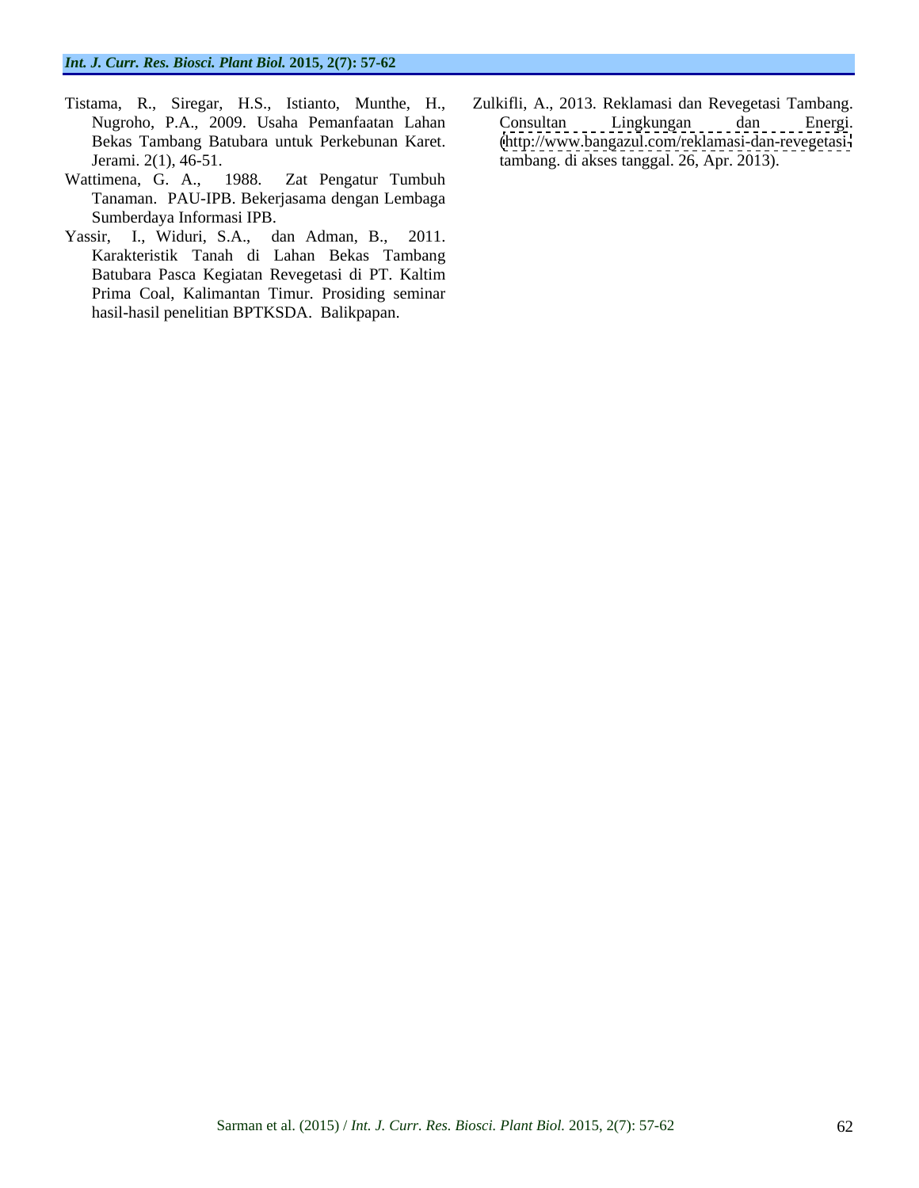Tistama, R., Siregar, H.S., Istianto, Munthe, H., Nugroho, P.A., 2009. Usaha Pemanfaatan Lahan Bekas Tambang Batubara untuk Perkebunan Karet. Jerami. 2(1), 46-51.

Wattimena, G. A., 1988. Zat Pengatur Tumbuh Tanaman. PAU-IPB. Bekerjasama dengan Lembaga Sumberdaya Informasi IPB.

Yassir, I., Widuri, S.A., dan Adman, B., 2011. Karakteristik Tanah di Lahan Bekas Tambang Batubara Pasca Kegiatan Revegetasi di PT. Kaltim Prima Coal, Kalimantan Timur. Prosiding seminar hasil-hasil penelitian BPTKSDA. Balikpapan.

Zulkifli, A., 2013. Reklamasi dan Revegetasi Tambang. Consultan Lingkungan dan Energi. (http://www.bangazul.com/reklamasi-dan-revegetasi-tambang. di akses tanggal. 26, Apr. 2013).